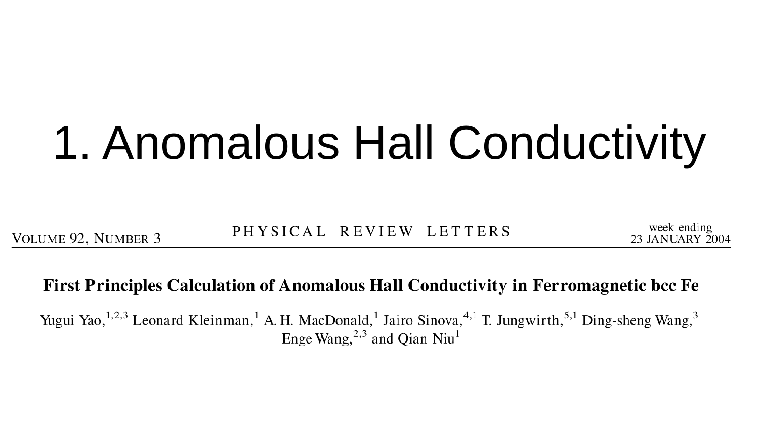# 1. Anomalous Hall Conductivity

VOLUME 92, NUMBER 3 — PHYSICAL REVIEW LETTERS — week ending 23 JANUARY 2004

## First Principles Calculation of Anomalous Hall Conductivity in Ferromagnetic bcc Fe

Yugui Yao,[1,2,3] Leonard Kleinman,[1] A. H. MacDonald,[1] Jairo Sinova,[4,1] T. Jungwirth,[5,1] Ding-sheng Wang,[3] Enge Wang,[2,3] and Qian Niu[1]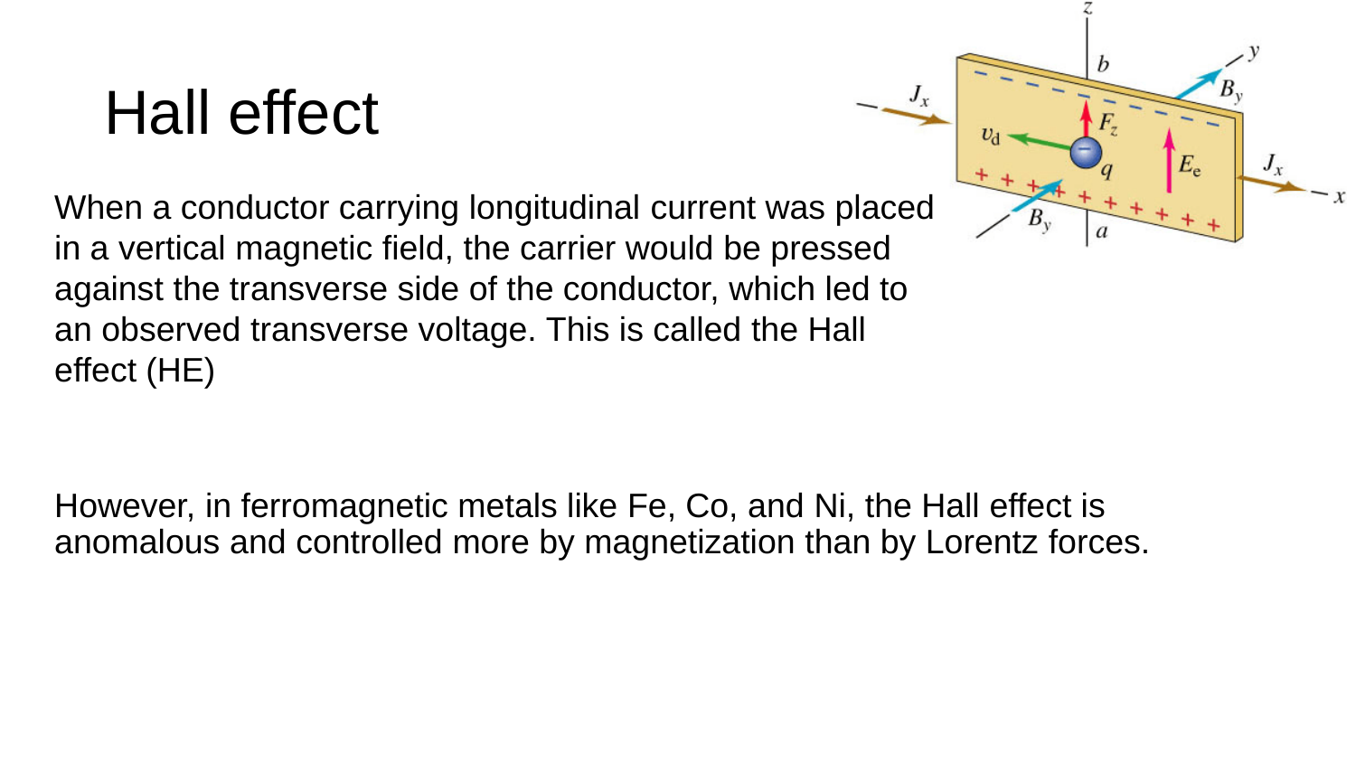# Hall effect

When a conductor carrying longitudinal current was placed in a vertical magnetic field, the carrier would be pressed against the transverse side of the conductor, which led to an observed transverse voltage. This is called the Hall effect (HE)

However, in ferromagnetic metals like Fe, Co, and Ni, the Hall effect is anomalous and controlled more by magnetization than by Lorentz forces.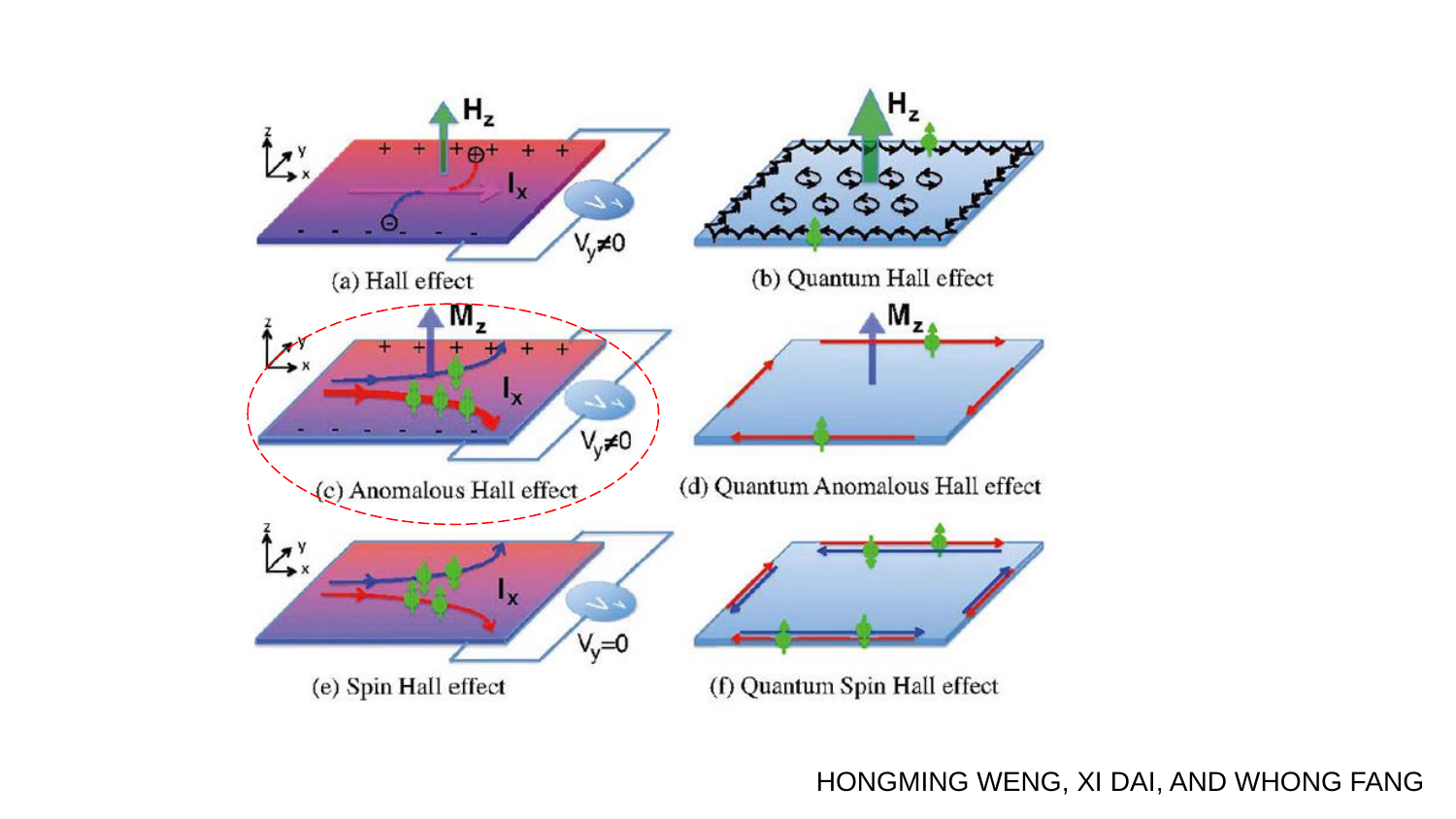(a) Hall effect

(b) Quantum Hall effect

(c) Anomalous Hall effect

(d) Quantum Anomalous Hall effect

(e) Spin Hall effect

(f) Quantum Spin Hall effect

HONGMING WENG, XI DAI, AND WHONG FANG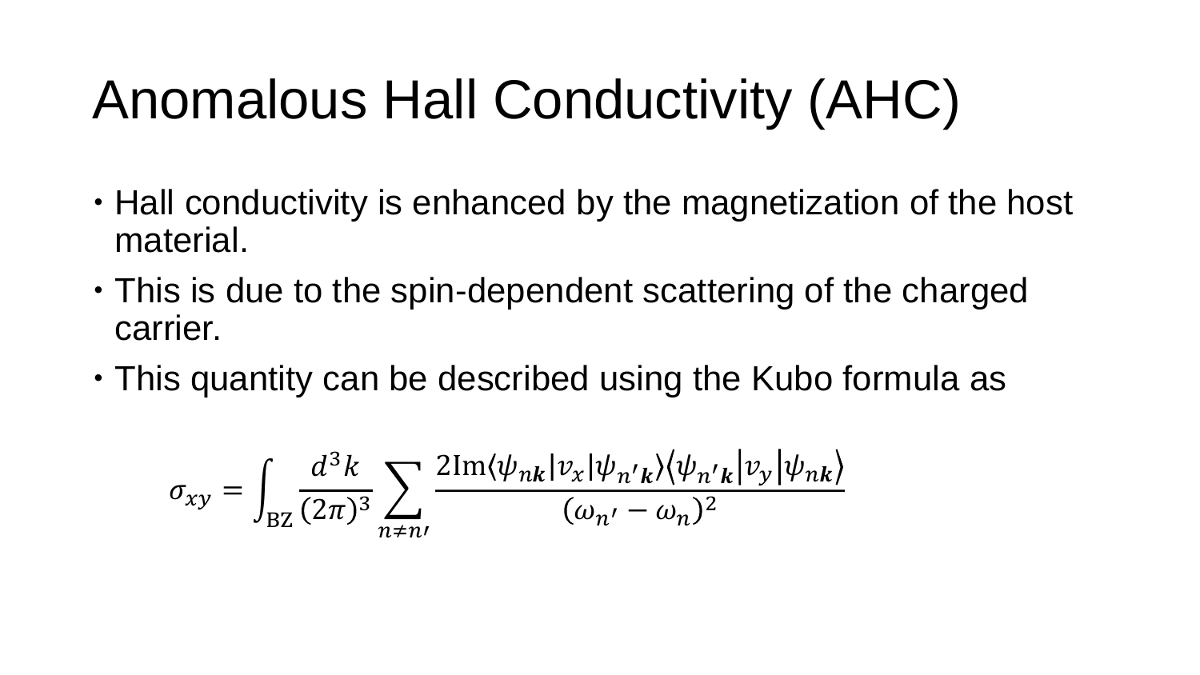# Anomalous Hall Conductivity (AHC)

- Hall conductivity is enhanced by the magnetization of the host material.
- This is due to the spin-dependent scattering of the charged carrier.
- This quantity can be described using the Kubo formula as

$$\sigma_{xy} = \int_{\mathrm{BZ}} \frac{d^3k}{(2\pi)^3} \sum_{n \neq n'} \frac{2\mathrm{Im}\langle \psi_{n\boldsymbol{k}} | v_x | \psi_{n'\boldsymbol{k}} \rangle \langle \psi_{n'\boldsymbol{k}} | v_y | \psi_{n\boldsymbol{k}} \rangle}{(\omega_{n'} - \omega_n)^2}$$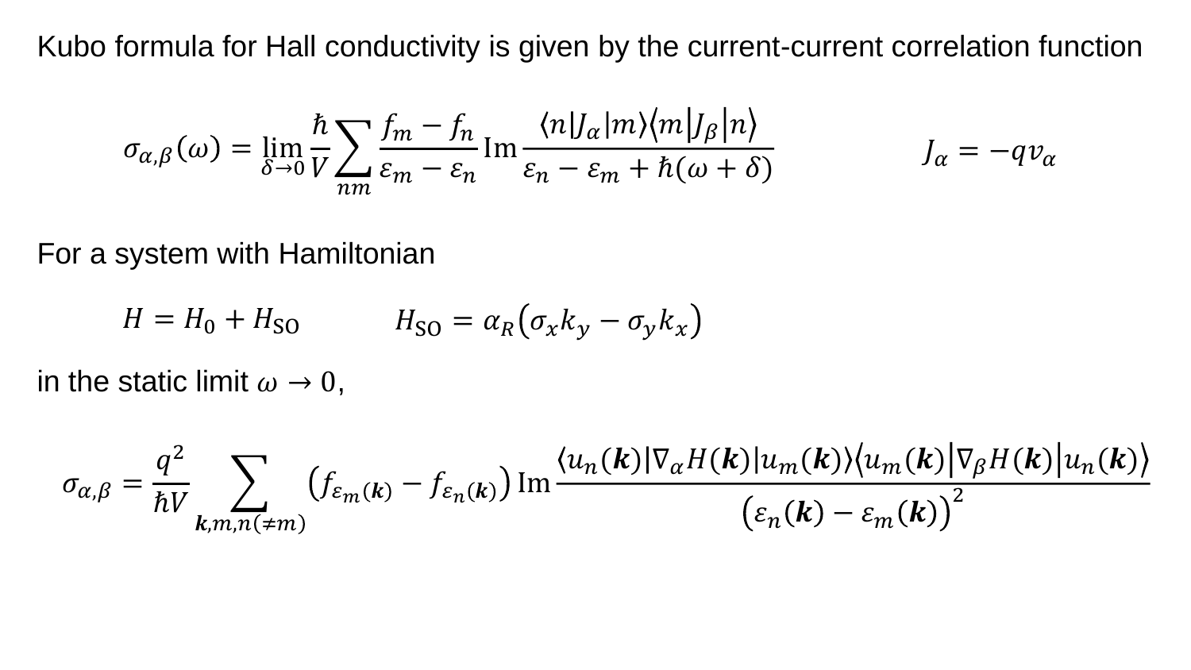Kubo formula for Hall conductivity is given by the current-current correlation function

$$\sigma_{\alpha,\beta}(\omega) = \lim_{\delta\to 0} \frac{\hbar}{V} \sum_{nm} \frac{f_m - f_n}{\varepsilon_m - \varepsilon_n} \mathrm{Im} \frac{\langle n|J_\alpha|m\rangle\langle m|J_\beta|n\rangle}{\varepsilon_n - \varepsilon_m + \hbar(\omega + \delta)} \qquad\qquad J_\alpha = -q v_\alpha$$

For a system with Hamiltonian

$$H = H_0 + H_{\mathrm{SO}} \qquad\qquad H_{\mathrm{SO}} = \alpha_R\left(\sigma_x k_y - \sigma_y k_x\right)$$

in the static limit $\omega \to 0$,

$$\sigma_{\alpha,\beta} = \frac{q^2}{\hbar V} \sum_{\boldsymbol{k},m,n(\neq m)} \left(f_{\varepsilon_m(\boldsymbol{k})} - f_{\varepsilon_n(\boldsymbol{k})}\right) \mathrm{Im} \frac{\langle u_n(\boldsymbol{k})|\nabla_\alpha H(\boldsymbol{k})|u_m(\boldsymbol{k})\rangle\langle u_m(\boldsymbol{k})|\nabla_\beta H(\boldsymbol{k})|u_n(\boldsymbol{k})\rangle}{\left(\varepsilon_n(\boldsymbol{k}) - \varepsilon_m(\boldsymbol{k})\right)^2}$$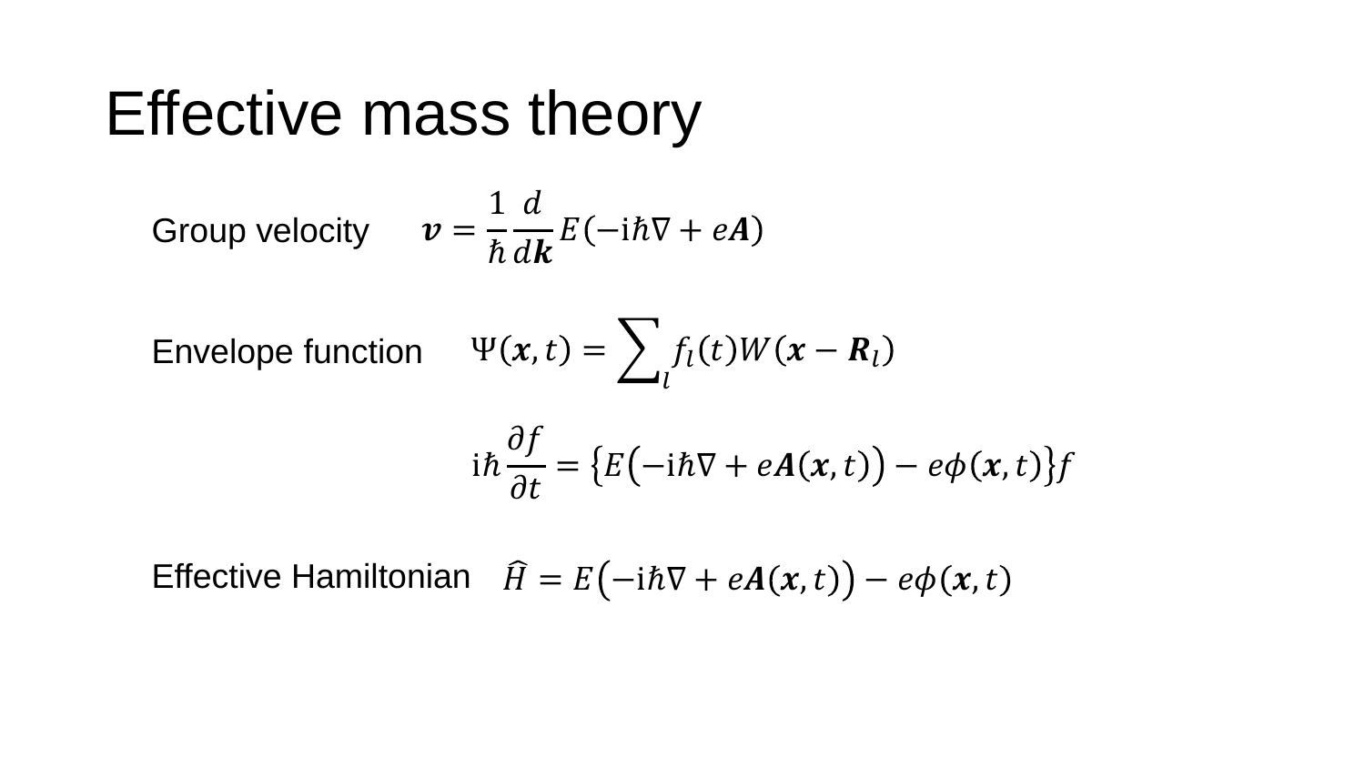# Effective mass theory

Group velocity $\boldsymbol{v} = \frac{1}{\hbar}\frac{d}{d\boldsymbol{k}}E(-\mathrm{i}\hbar\nabla + e\boldsymbol{A})$

Envelope function $\Psi(\boldsymbol{x},t) = \sum_l f_l(t)W(\boldsymbol{x} - \boldsymbol{R}_l)$

$$\mathrm{i}\hbar\frac{\partial f}{\partial t} = \left\{E\left(-\mathrm{i}\hbar\nabla + e\boldsymbol{A}(\boldsymbol{x},t)\right) - e\phi(\boldsymbol{x},t)\right\}f$$

Effective Hamiltonian $\widehat{H} = E\left(-\mathrm{i}\hbar\nabla + e\boldsymbol{A}(\boldsymbol{x},t)\right) - e\phi(\boldsymbol{x},t)$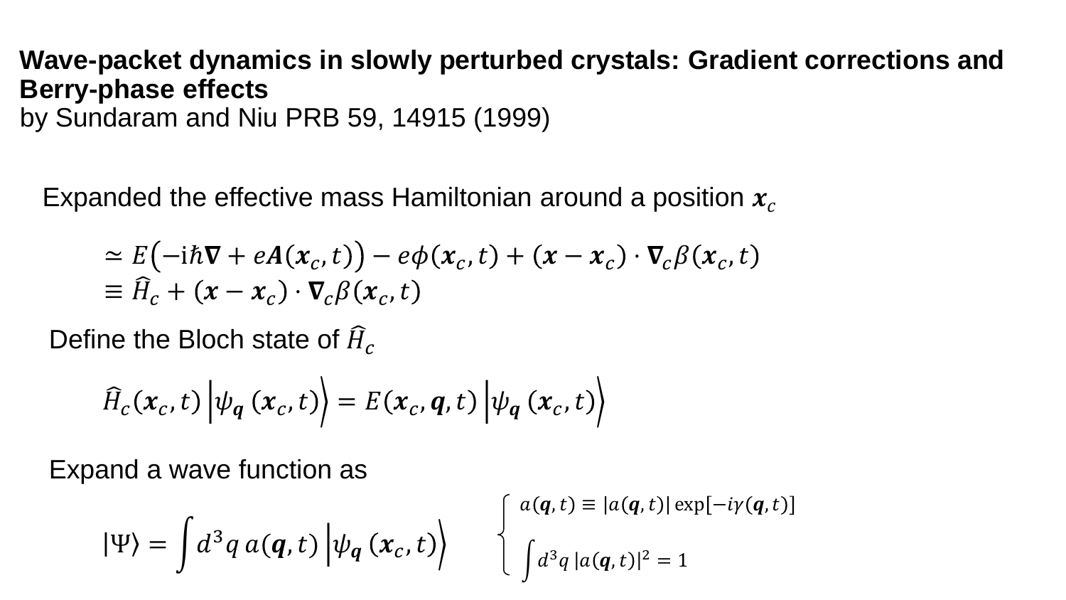**Wave-packet dynamics in slowly perturbed crystals: Gradient corrections and Berry-phase effects**
by Sundaram and Niu PRB 59, 14915 (1999)

Expanded the effective mass Hamiltonian around a position $\boldsymbol{x}_c$

$$
\begin{aligned}
&\simeq E\left(-\mathrm{i}\hbar\boldsymbol{\nabla} + e\boldsymbol{A}(\boldsymbol{x}_c, t)\right) - e\phi(\boldsymbol{x}_c, t) + (\boldsymbol{x} - \boldsymbol{x}_c)\cdot\boldsymbol{\nabla}_c\beta(\boldsymbol{x}_c, t) \\
&\equiv \widehat{H}_c + (\boldsymbol{x} - \boldsymbol{x}_c)\cdot\boldsymbol{\nabla}_c\beta(\boldsymbol{x}_c, t)
\end{aligned}
$$

Define the Bloch state of $\widehat{H}_c$

$$
\widehat{H}_c(\boldsymbol{x}_c, t)\left|\psi_{\boldsymbol{q}}(\boldsymbol{x}_c, t)\right\rangle = E(\boldsymbol{x}_c, \boldsymbol{q}, t)\left|\psi_{\boldsymbol{q}}(\boldsymbol{x}_c, t)\right\rangle
$$

Expand a wave function as

$$
|\Psi\rangle = \int d^3q\, a(\boldsymbol{q}, t)\left|\psi_{\boldsymbol{q}}(\boldsymbol{x}_c, t)\right\rangle
\qquad
\begin{cases}
a(\boldsymbol{q}, t) \equiv |a(\boldsymbol{q}, t)| \exp[-i\gamma(\boldsymbol{q}, t)] \\
\int d^3q\, |a(\boldsymbol{q}, t)|^2 = 1
\end{cases}
$$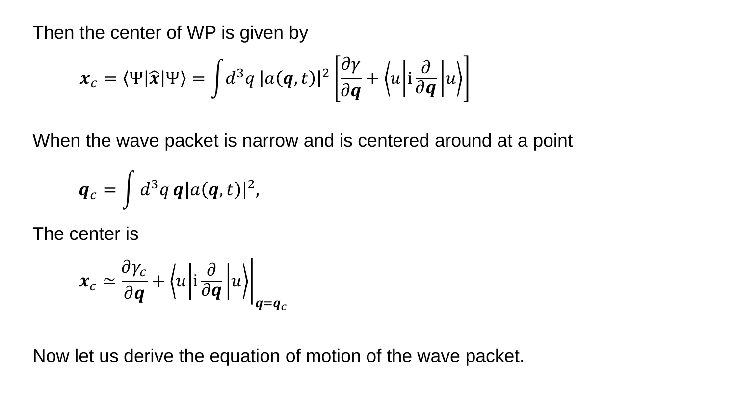Then the center of WP is given by

$$\boldsymbol{x}_c = \langle \Psi | \hat{\boldsymbol{x}} | \Psi \rangle = \int d^3q \, |a(\boldsymbol{q}, t)|^2 \left[ \frac{\partial \gamma}{\partial \boldsymbol{q}} + \left\langle u \middle| \mathrm{i} \frac{\partial}{\partial \boldsymbol{q}} \middle| u \right\rangle \right]$$

When the wave packet is narrow and is centered around at a point

$$\boldsymbol{q}_c = \int d^3q \, \boldsymbol{q} |a(\boldsymbol{q}, t)|^2,$$

The center is

$$\boldsymbol{x}_c \simeq \frac{\partial \gamma_c}{\partial \boldsymbol{q}} + \left\langle u \middle| \mathrm{i} \frac{\partial}{\partial \boldsymbol{q}} \middle| u \right\rangle \Bigg|_{\boldsymbol{q} = \boldsymbol{q}_c}$$

Now let us derive the equation of motion of the wave packet.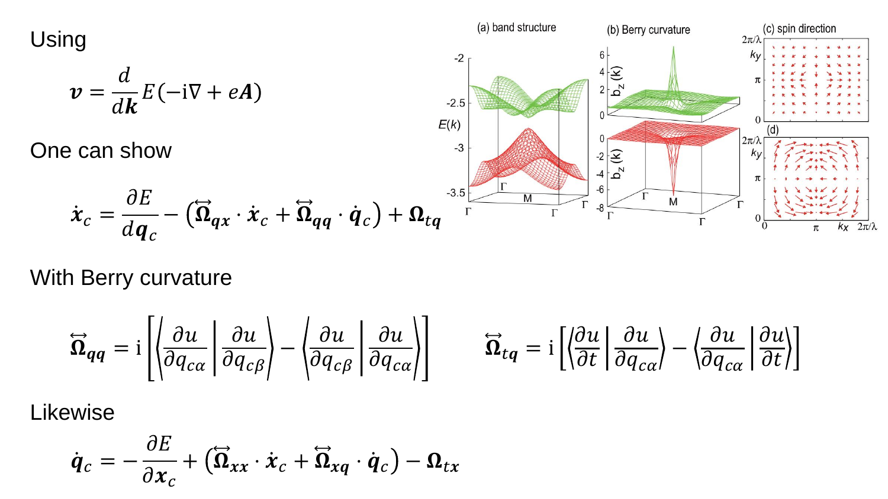Using

$$\boldsymbol{v} = \frac{d}{d\boldsymbol{k}} E(-\mathrm{i}\nabla + e\boldsymbol{A})$$

One can show

$$\dot{\boldsymbol{x}}_c = \frac{\partial E}{d\boldsymbol{q}_c} - \left(\overleftrightarrow{\boldsymbol{\Omega}}_{\boldsymbol{qx}} \cdot \dot{\boldsymbol{x}}_c + \overleftrightarrow{\boldsymbol{\Omega}}_{\boldsymbol{qq}} \cdot \dot{\boldsymbol{q}}_c\right) + \boldsymbol{\Omega}_{\boldsymbol{tq}}$$

With Berry curvature

$$\overleftrightarrow{\boldsymbol{\Omega}}_{\boldsymbol{qq}} = \mathrm{i}\left[\left\langle \frac{\partial u}{\partial q_{c\alpha}} \middle| \frac{\partial u}{\partial q_{c\beta}} \right\rangle - \left\langle \frac{\partial u}{\partial q_{c\beta}} \middle| \frac{\partial u}{\partial q_{c\alpha}} \right\rangle\right] \qquad \overleftrightarrow{\boldsymbol{\Omega}}_{\boldsymbol{tq}} = \mathrm{i}\left[\left\langle \frac{\partial u}{\partial t} \middle| \frac{\partial u}{\partial q_{c\alpha}} \right\rangle - \left\langle \frac{\partial u}{\partial q_{c\alpha}} \middle| \frac{\partial u}{\partial t} \right\rangle\right]$$

Likewise

$$\dot{\boldsymbol{q}}_c = -\frac{\partial E}{\partial \boldsymbol{x}_c} + \left(\overleftrightarrow{\boldsymbol{\Omega}}_{\boldsymbol{xx}} \cdot \dot{\boldsymbol{x}}_c + \overleftrightarrow{\boldsymbol{\Omega}}_{\boldsymbol{xq}} \cdot \dot{\boldsymbol{q}}_c\right) - \boldsymbol{\Omega}_{\boldsymbol{tx}}$$

(a) band structure (b) Berry curvature (c) spin direction (d)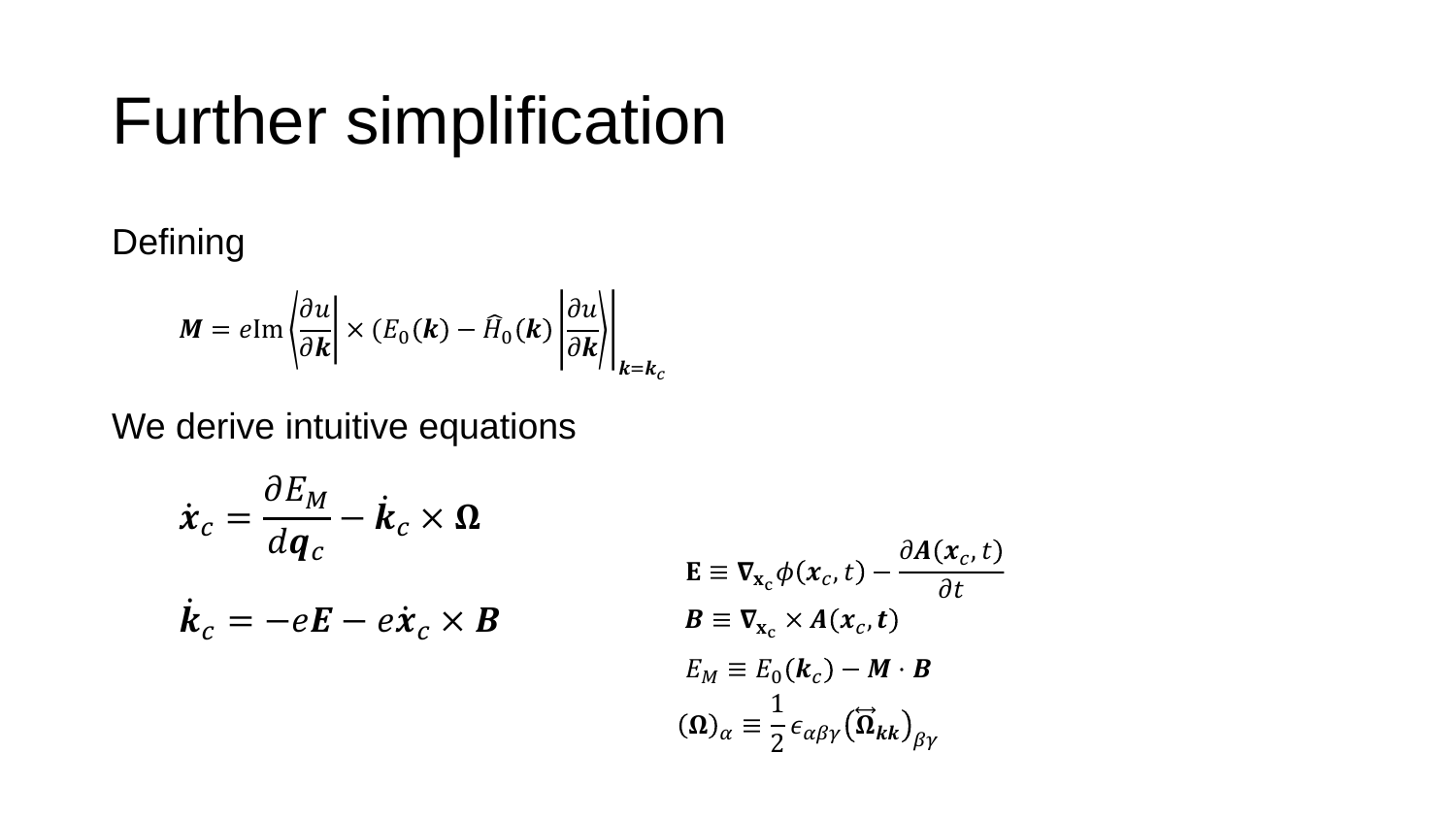# Further simplification

Defining

$$\boldsymbol{M} = e\,\mathrm{Im}\left\langle \frac{\partial u}{\partial \boldsymbol{k}} \right| \times \left(E_0(\boldsymbol{k}) - \widehat{H}_0(\boldsymbol{k})\right) \left| \frac{\partial u}{\partial \boldsymbol{k}} \right\rangle \Bigg|_{\boldsymbol{k}=\boldsymbol{k}_c}$$

We derive intuitive equations

$$\dot{\boldsymbol{x}}_c = \frac{\partial E_M}{d\boldsymbol{q}_c} - \dot{\boldsymbol{k}}_c \times \boldsymbol{\Omega}$$

$$\dot{\boldsymbol{k}}_c = -e\boldsymbol{E} - e\dot{\boldsymbol{x}}_c \times \boldsymbol{B}$$

$$\mathbf{E} \equiv \boldsymbol{\nabla}_{\mathbf{x}_c}\phi(\boldsymbol{x}_c, t) - \frac{\partial \boldsymbol{A}(\boldsymbol{x}_c, t)}{\partial t}$$

$$\boldsymbol{B} \equiv \boldsymbol{\nabla}_{\mathbf{x}_c} \times \boldsymbol{A}(\boldsymbol{x}_c, \boldsymbol{t})$$

$$E_M \equiv E_0(\boldsymbol{k}_c) - \boldsymbol{M} \cdot \boldsymbol{B}$$

$$(\boldsymbol{\Omega})_\alpha \equiv \frac{1}{2}\epsilon_{\alpha\beta\gamma}\left(\overleftrightarrow{\boldsymbol{\Omega}}_{\boldsymbol{kk}}\right)_{\beta\gamma}$$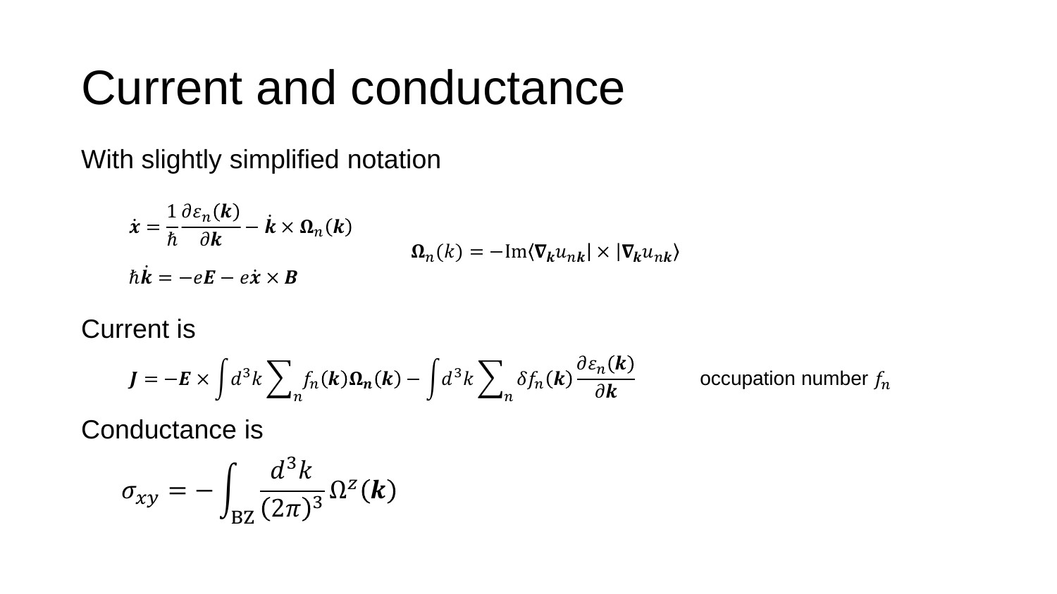# Current and conductance

With slightly simplified notation

$$\dot{\boldsymbol{x}} = \frac{1}{\hbar}\frac{\partial \varepsilon_n(\boldsymbol{k})}{\partial \boldsymbol{k}} - \dot{\boldsymbol{k}} \times \boldsymbol{\Omega}_n(\boldsymbol{k})$$

$$\hbar\dot{\boldsymbol{k}} = -e\boldsymbol{E} - e\dot{\boldsymbol{x}} \times \boldsymbol{B}$$

$$\boldsymbol{\Omega}_n(k) = -\mathrm{Im}\langle \boldsymbol{\nabla}_{\boldsymbol{k}} u_{n\boldsymbol{k}}| \times |\boldsymbol{\nabla}_{\boldsymbol{k}} u_{n\boldsymbol{k}}\rangle$$

Current is

$$\boldsymbol{J} = -\boldsymbol{E} \times \int d^3k \sum\nolimits_n f_n(\boldsymbol{k})\boldsymbol{\Omega}_{\boldsymbol{n}}(\boldsymbol{k}) - \int d^3k \sum\nolimits_n \delta f_n(\boldsymbol{k}) \frac{\partial \varepsilon_n(\boldsymbol{k})}{\partial \boldsymbol{k}}$$

occupation number $f_n$

Conductance is

$$\sigma_{xy} = -\int_{\mathrm{BZ}} \frac{d^3k}{(2\pi)^3}\,\Omega^z(\boldsymbol{k})$$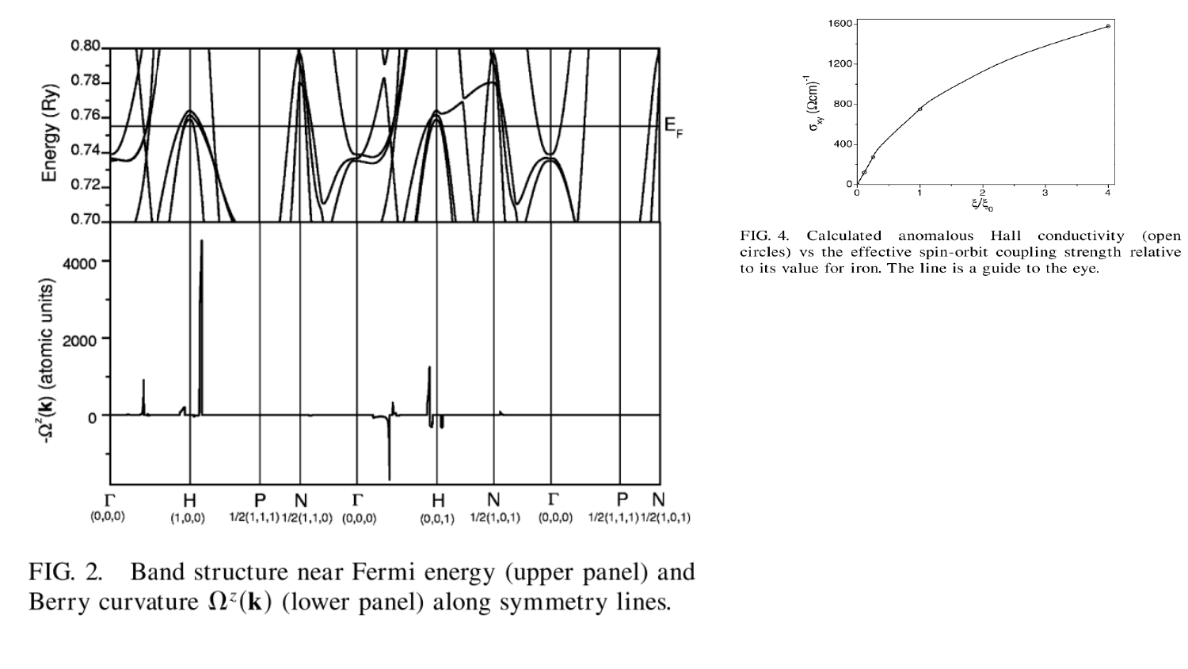FIG. 2. Band structure near Fermi energy (upper panel) and Berry curvature $\Omega^z(\mathbf{k})$ (lower panel) along symmetry lines.

FIG. 4. Calculated anomalous Hall conductivity (open circles) vs the effective spin-orbit coupling strength relative to its value for iron. The line is a guide to the eye.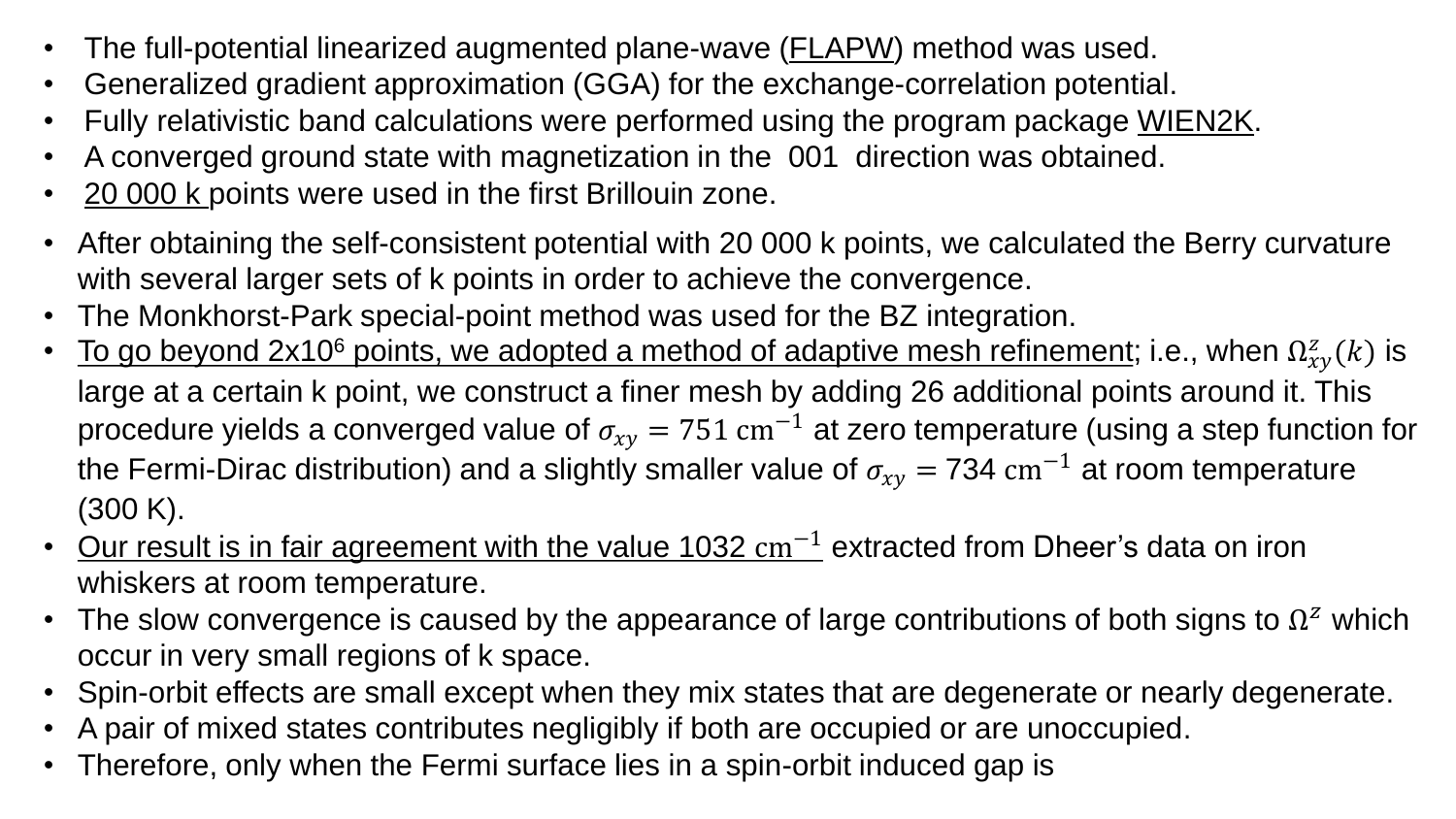- The full-potential linearized augmented plane-wave (FLAPW) method was used.
- Generalized gradient approximation (GGA) for the exchange-correlation potential.
- Fully relativistic band calculations were performed using the program package WIEN2K.
- A converged ground state with magnetization in the 001 direction was obtained.
- 20 000 k points were used in the first Brillouin zone.

- After obtaining the self-consistent potential with 20 000 k points, we calculated the Berry curvature with several larger sets of k points in order to achieve the convergence.
- The Monkhorst-Park special-point method was used for the BZ integration.
- To go beyond $2\text{x}10^6$ points, we adopted a method of adaptive mesh refinement; i.e., when $\Omega^z_{xy}(k)$ is large at a certain k point, we construct a finer mesh by adding 26 additional points around it. This procedure yields a converged value of $\sigma_{xy} = 751\ \mathrm{cm}^{-1}$ at zero temperature (using a step function for the Fermi-Dirac distribution) and a slightly smaller value of $\sigma_{xy} = 734\ \mathrm{cm}^{-1}$ at room temperature (300 K).
- Our result is in fair agreement with the value 1032 $\mathrm{cm}^{-1}$ extracted from Dheer's data on iron whiskers at room temperature.
- The slow convergence is caused by the appearance of large contributions of both signs to $\Omega^z$ which occur in very small regions of k space.
- Spin-orbit effects are small except when they mix states that are degenerate or nearly degenerate.
- A pair of mixed states contributes negligibly if both are occupied or are unoccupied.
- Therefore, only when the Fermi surface lies in a spin-orbit induced gap is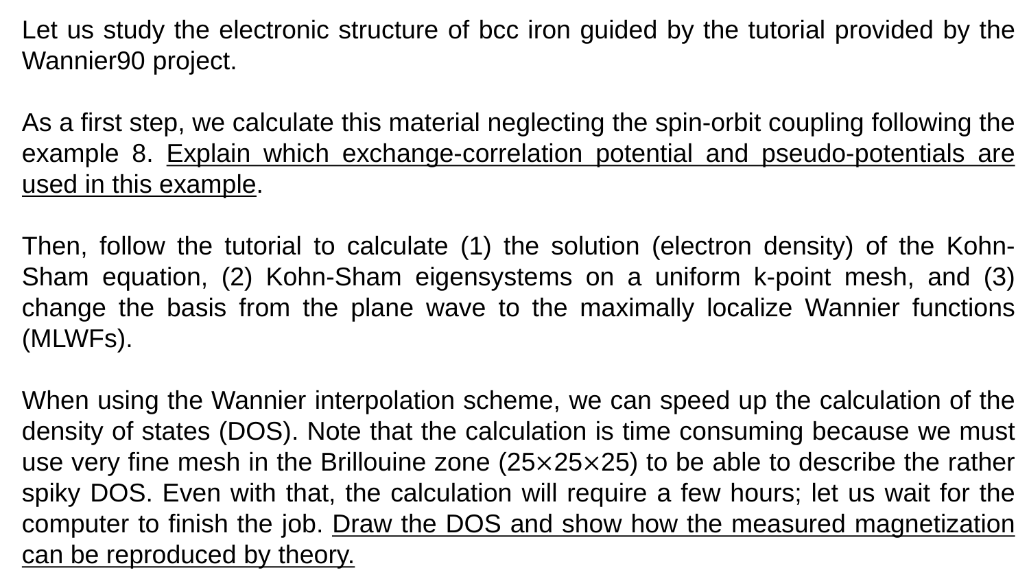Let us study the electronic structure of bcc iron guided by the tutorial provided by the Wannier90 project.

As a first step, we calculate this material neglecting the spin-orbit coupling following the example 8. <u>Explain which exchange-correlation potential and pseudo-potentials are used in this example</u>.

Then, follow the tutorial to calculate (1) the solution (electron density) of the Kohn-Sham equation, (2) Kohn-Sham eigensystems on a uniform k-point mesh, and (3) change the basis from the plane wave to the maximally localize Wannier functions (MLWFs).

When using the Wannier interpolation scheme, we can speed up the calculation of the density of states (DOS). Note that the calculation is time consuming because we must use very fine mesh in the Brillouine zone ($25 \times 25 \times 25$) to be able to describe the rather spiky DOS. Even with that, the calculation will require a few hours; let us wait for the computer to finish the job. <u>Draw the DOS and show how the measured magnetization can be reproduced by theory.</u>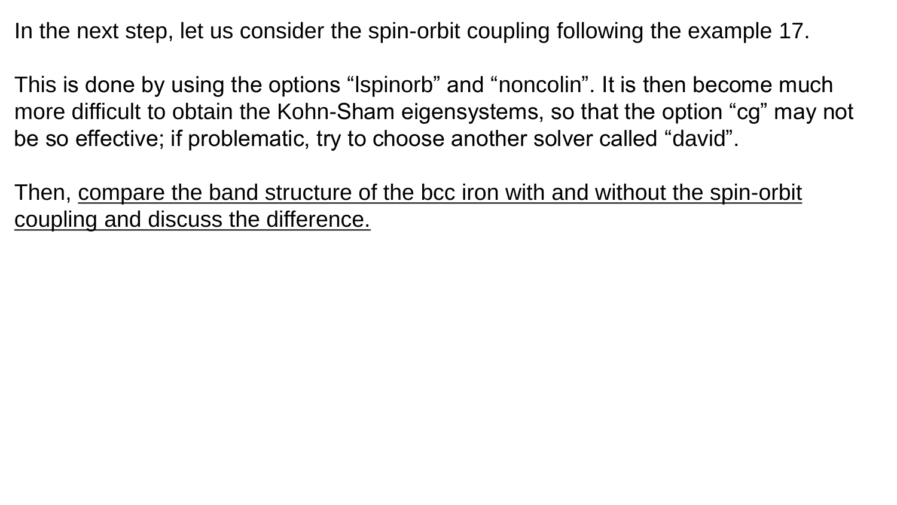In the next step, let us consider the spin-orbit coupling following the example 17.

This is done by using the options “lspinorb” and “noncolin”. It is then become much more difficult to obtain the Kohn-Sham eigensystems, so that the option “cg” may not be so effective; if problematic, try to choose another solver called “david”.

Then, <u>compare the band structure of the bcc iron with and without the spin-orbit coupling and discuss the difference.</u>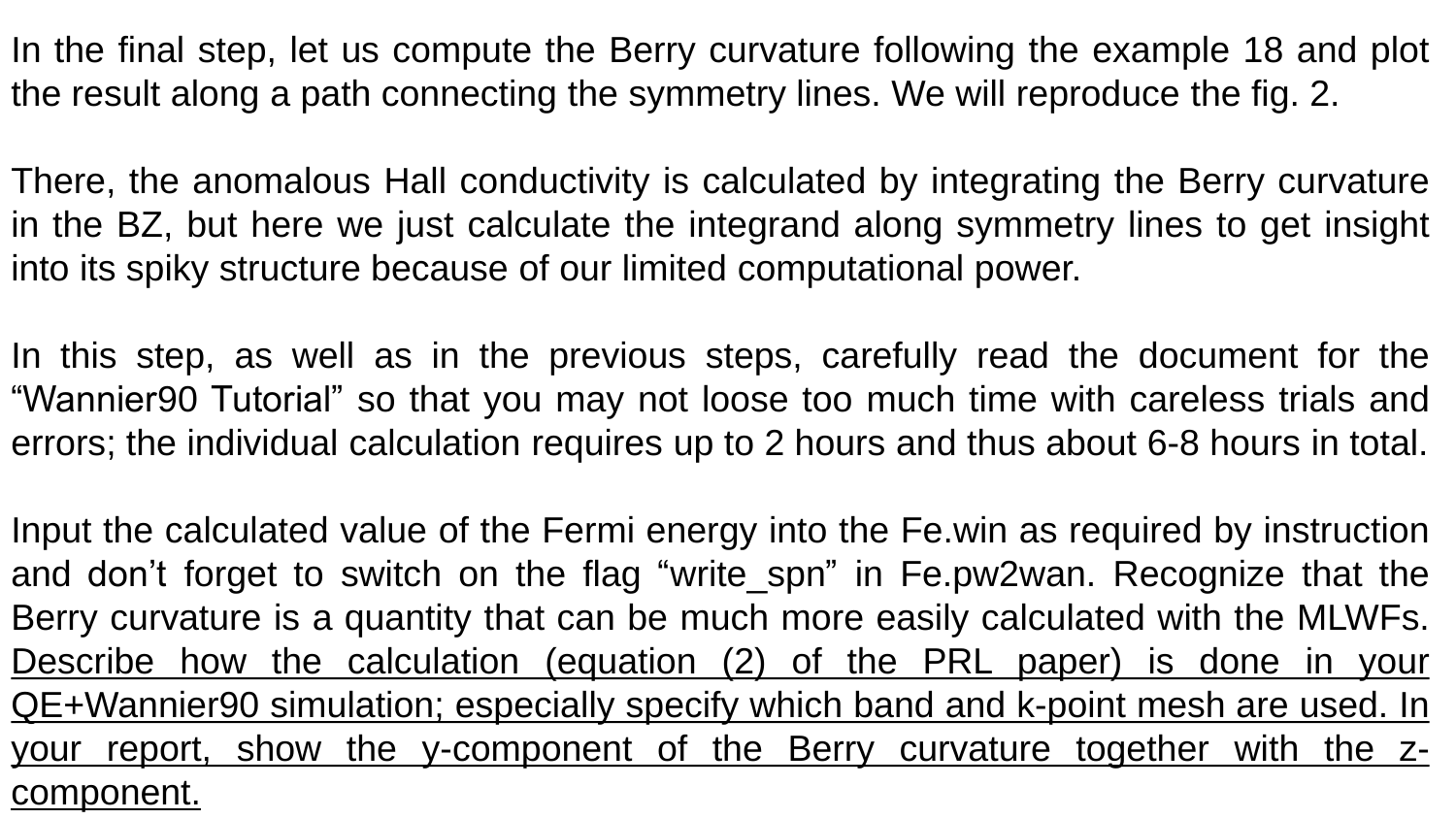In the final step, let us compute the Berry curvature following the example 18 and plot the result along a path connecting the symmetry lines. We will reproduce the fig. 2.

There, the anomalous Hall conductivity is calculated by integrating the Berry curvature in the BZ, but here we just calculate the integrand along symmetry lines to get insight into its spiky structure because of our limited computational power.

In this step, as well as in the previous steps, carefully read the document for the “Wannier90 Tutorial” so that you may not loose too much time with careless trials and errors; the individual calculation requires up to 2 hours and thus about 6-8 hours in total.

Input the calculated value of the Fermi energy into the Fe.win as required by instruction and don’t forget to switch on the flag “write_spn” in Fe.pw2wan. Recognize that the Berry curvature is a quantity that can be much more easily calculated with the MLWFs. <u>Describe how the calculation (equation (2) of the PRL paper) is done in your QE+Wannier90 simulation; especially specify which band and k-point mesh are used. In your report, show the y-component of the Berry curvature together with the z-component.</u>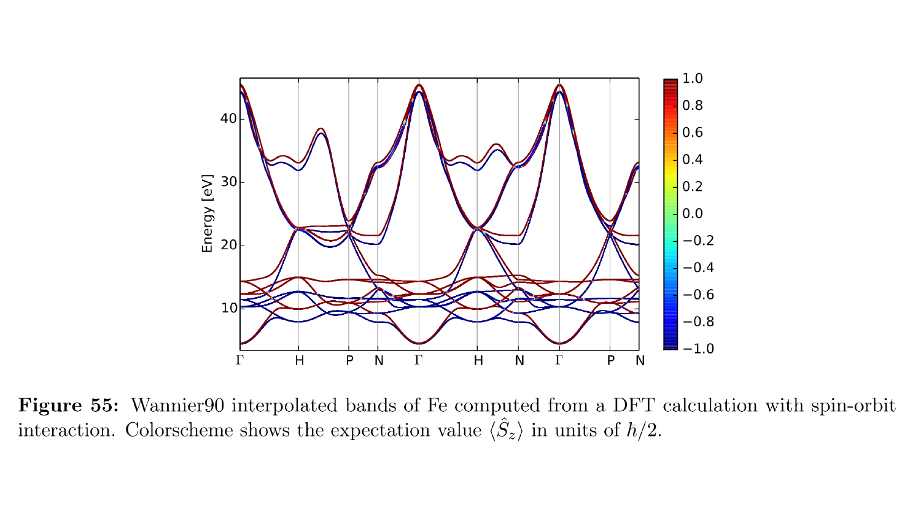Energy [eV]

40

30

20

10

Γ H P N Γ H N Γ P N

1.0
0.8
0.6
0.4
0.2
0.0
−0.2
−0.4
−0.6
−0.8
−1.0

**Figure 55:** Wannier90 interpolated bands of Fe computed from a DFT calculation with spin-orbit interaction. Colorscheme shows the expectation value $\langle \hat{S}_z \rangle$ in units of $\hbar/2$.